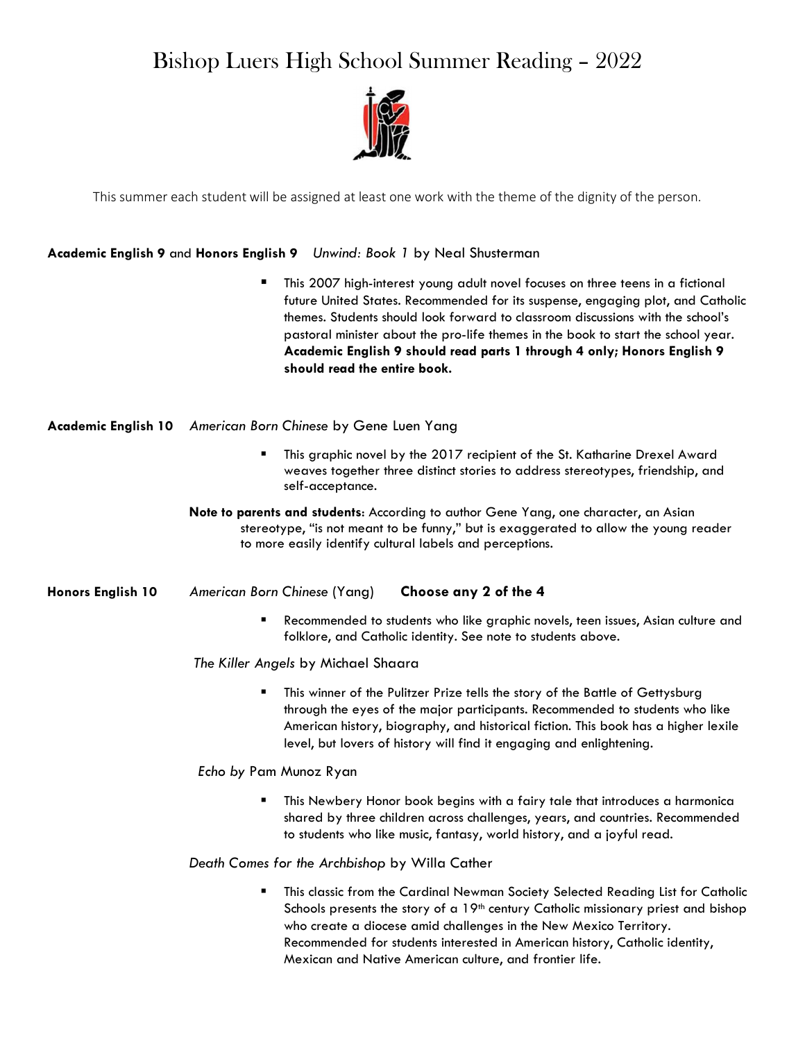# Bishop Luers High School Summer Reading – 2022

This summer each student will be assigned at least one work with the theme of the dignity of the person.

**Academic English 9** and **Honors English 9** *Unwind: Book 1* by Neal Shusterman

- This 2007 high-interest young adult novel focuses on three teens in a fictional future United States. Recommended for its suspense, engaging plot, and Catholic themes. Students should look forward to classroom discussions with the school's pastoral minister about the pro-life themes in the book to start the school year. **Academic English 9 should read parts 1 through 4 only; Honors English 9 should read the entire book.**

**Academic English 10** *American Born Chinese* by Gene Luen Yang

- This graphic novel by the 2017 recipient of the St. Katharine Drexel Award weaves together three distinct stories to address stereotypes, friendship, and self-acceptance.

**Note to parents and students**: According to author Gene Yang, one character, an Asian stereotype, "is not meant to be funny," but is exaggerated to allow the young reader to more easily identify cultural labels and perceptions.

**Honors English 10** *American Born Chinese* (Yang) **Choose any 2 of the 4**

- Recommended to students who like graphic novels, teen issues, Asian culture and folklore, and Catholic identity. See note to students above.

*The Killer Angels* by Michael Shaara

- This winner of the Pulitzer Prize tells the story of the Battle of Gettysburg through the eyes of the major participants. Recommended to students who like American history, biography, and historical fiction. This book has a higher lexile level, but lovers of history will find it engaging and enlightening.

*Echo by* Pam Munoz Ryan

- This Newbery Honor book begins with a fairy tale that introduces a harmonica shared by three children across challenges, years, and countries. Recommended to students who like music, fantasy, world history, and a joyful read.

*Death Comes for the Archbishop* by Willa Cather

- This classic from the Cardinal Newman Society Selected Reading List for Catholic Schools presents the story of a 19th century Catholic missionary priest and bishop who create a diocese amid challenges in the New Mexico Territory. Recommended for students interested in American history, Catholic identity, Mexican and Native American culture, and frontier life.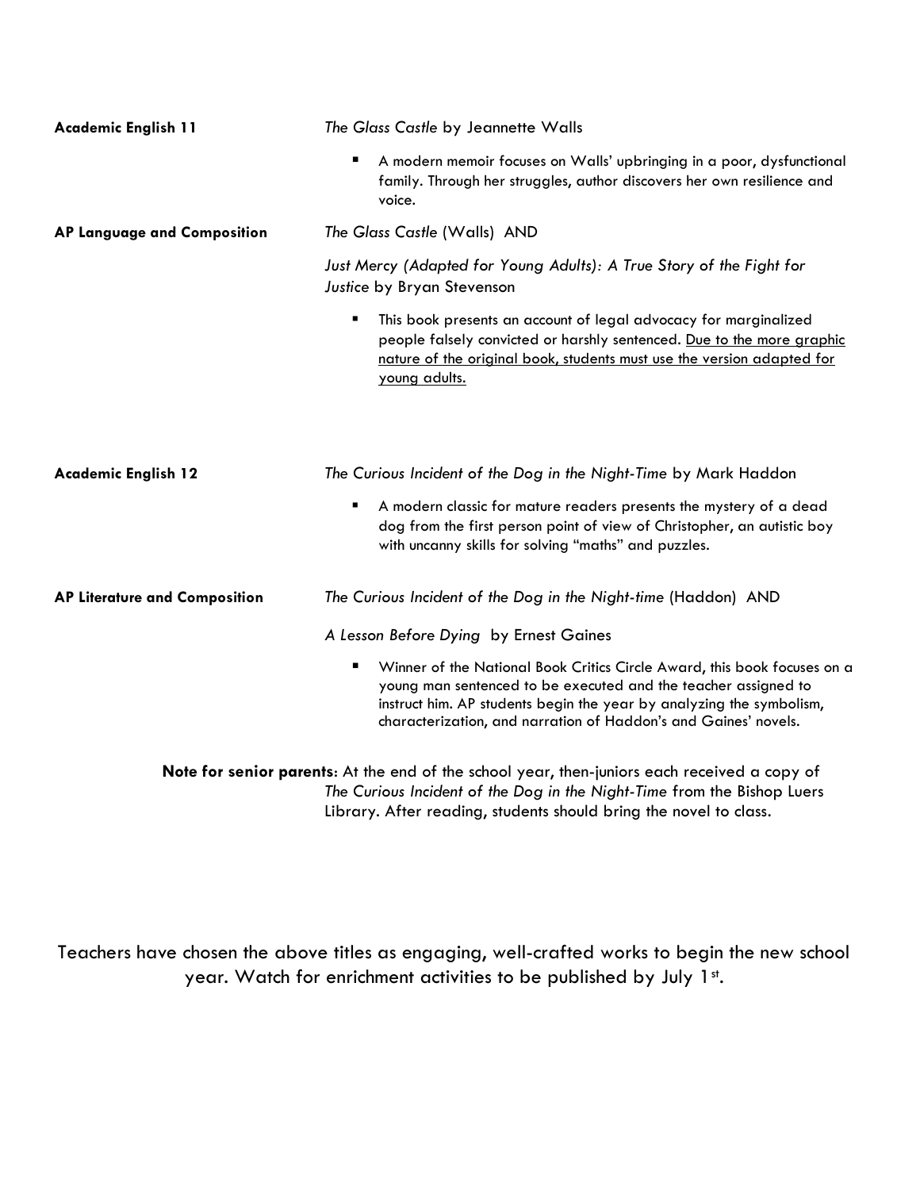**Academic English 11**

*The Glass Castle* by Jeannette Walls

- A modern memoir focuses on Walls' upbringing in a poor, dysfunctional family. Through her struggles, author discovers her own resilience and voice.

**AP Language and Composition**

*The Glass Castle* (Walls) AND

*Just Mercy (Adapted for Young Adults): A True Story of the Fight for Justice* by Bryan Stevenson

- This book presents an account of legal advocacy for marginalized people falsely convicted or harshly sentenced. <u>Due to the more graphic nature of the original book, students must use the version adapted for young adults.</u>

**Academic English 12**

*The Curious Incident of the Dog in the Night-Time* by Mark Haddon

- A modern classic for mature readers presents the mystery of a dead dog from the first person point of view of Christopher, an autistic boy with uncanny skills for solving "maths" and puzzles.

**AP Literature and Composition**

*The Curious Incident of the Dog in the Night-time* (Haddon) AND

*A Lesson Before Dying* by Ernest Gaines

- Winner of the National Book Critics Circle Award, this book focuses on a young man sentenced to be executed and the teacher assigned to instruct him. AP students begin the year by analyzing the symbolism, characterization, and narration of Haddon's and Gaines' novels.

**Note for senior parents**: At the end of the school year, then-juniors each received a copy of *The Curious Incident of the Dog in the Night-Time* from the Bishop Luers Library. After reading, students should bring the novel to class.

Teachers have chosen the above titles as engaging, well-crafted works to begin the new school year. Watch for enrichment activities to be published by July 1st.